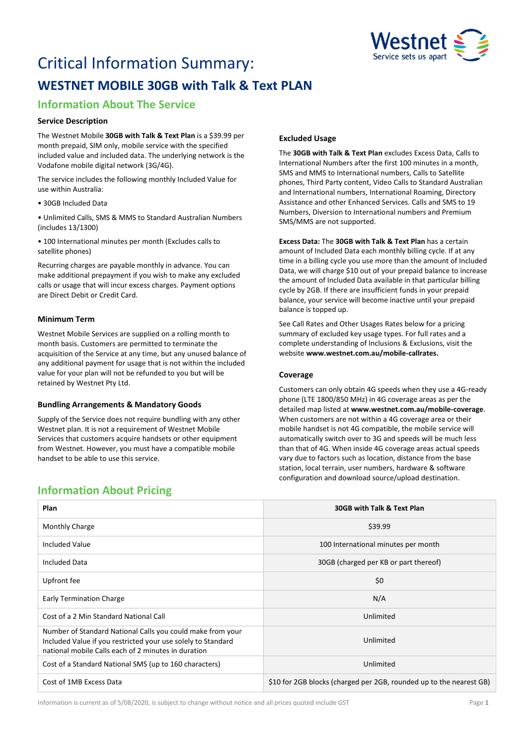# Critical Information Summary:

## WESTNET MOBILE 30GB with Talk & Text PLAN

### Information About The Service

#### Service Description

The Westnet Mobile **30GB with Talk & Text Plan** is a $39.99 per month prepaid, SIM only, mobile service with the specified included value and included data. The underlying network is the Vodafone mobile digital network (3G/4G).

The service includes the following monthly Included Value for use within Australia:

• 30GB Included Data

• Unlimited Calls, SMS & MMS to Standard Australian Numbers (includes 13/1300)

• 100 International minutes per month (Excludes calls to satellite phones)

Recurring charges are payable monthly in advance. You can make additional prepayment if you wish to make any excluded calls or usage that will incur excess charges. Payment options are Direct Debit or Credit Card.

#### Minimum Term

Westnet Mobile Services are supplied on a rolling month to month basis. Customers are permitted to terminate the acquisition of the Service at any time, but any unused balance of any additional payment for usage that is not within the included value for your plan will not be refunded to you but will be retained by Westnet Pty Ltd.

#### Bundling Arrangements & Mandatory Goods

Supply of the Service does not require bundling with any other Westnet plan. It is not a requirement of Westnet Mobile Services that customers acquire handsets or other equipment from Westnet. However, you must have a compatible mobile handset to be able to use this service.

#### Excluded Usage

The **30GB with Talk & Text Plan** excludes Excess Data, Calls to International Numbers after the first 100 minutes in a month, SMS and MMS to International numbers, Calls to Satellite phones, Third Party content, Video Calls to Standard Australian and International numbers, International Roaming, Directory Assistance and other Enhanced Services. Calls and SMS to 19 Numbers, Diversion to International numbers and Premium SMS/MMS are not supported.

**Excess Data:** The **30GB with Talk & Text Plan** has a certain amount of Included Data each monthly billing cycle. If at any time in a billing cycle you use more than the amount of Included Data, we will charge $10 out of your prepaid balance to increase the amount of Included Data available in that particular billing cycle by 2GB. If there are insufficient funds in your prepaid balance, your service will become inactive until your prepaid balance is topped up.

See Call Rates and Other Usages Rates below for a pricing summary of excluded key usage types. For full rates and a complete understanding of Inclusions & Exclusions, visit the website **www.westnet.com.au/mobile-callrates.**

#### Coverage

Customers can only obtain 4G speeds when they use a 4G-ready phone (LTE 1800/850 MHz) in 4G coverage areas as per the detailed map listed at **www.westnet.com.au/mobile-coverage**. When customers are not within a 4G coverage area or their mobile handset is not 4G compatible, the mobile service will automatically switch over to 3G and speeds will be much less than that of 4G. When inside 4G coverage areas actual speeds vary due to factors such as location, distance from the base station, local terrain, user numbers, hardware & software configuration and download source/upload destination.

### Information About Pricing

| Plan | 30GB with Talk & Text Plan |
|---|---|
| Monthly Charge | $39.99 |
| Included Value | 100 International minutes per month |
| Included Data | 30GB (charged per KB or part thereof) |
| Upfront fee | $0 |
| Early Termination Charge | N/A |
| Cost of a 2 Min Standard National Call | Unlimited |
| Number of Standard National Calls you could make from your Included Value if you restricted your use solely to Standard national mobile Calls each of 2 minutes in duration | Unlimited |
| Cost of a Standard National SMS (up to 160 characters) | Unlimited |
| Cost of 1MB Excess Data | $10 for 2GB blocks (charged per 2GB, rounded up to the nearest GB) |

Information is current as of 5/08/2020, is subject to change without notice and all prices quoted include GST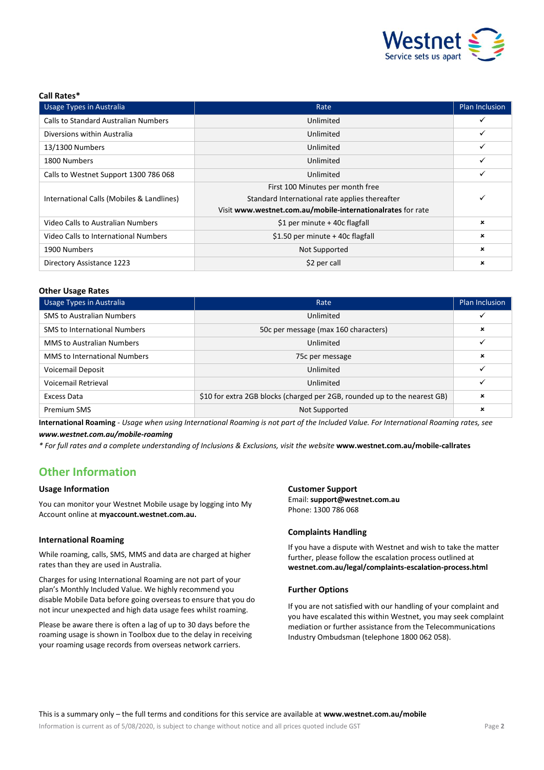**Call Rates***

| Usage Types in Australia | Rate | Plan Inclusion |
|---|---|---|
| Calls to Standard Australian Numbers | Unlimited | ✓ |
| Diversions within Australia | Unlimited | ✓ |
| 13/1300 Numbers | Unlimited | ✓ |
| 1800 Numbers | Unlimited | ✓ |
| Calls to Westnet Support 1300 786 068 | Unlimited | ✓ |
| International Calls (Mobiles & Landlines) | First 100 Minutes per month free<br>Standard International rate applies thereafter<br>Visit **www.westnet.com.au/mobile-internationalrates** for rate | ✓ |
| Video Calls to Australian Numbers | $1 per minute + 40c flagfall | ✗ |
| Video Calls to International Numbers | $1.50 per minute + 40c flagfall | ✗ |
| 1900 Numbers | Not Supported | ✗ |
| Directory Assistance 1223 | $2 per call | ✗ |

**Other Usage Rates**

| Usage Types in Australia | Rate | Plan Inclusion |
|---|---|---|
| SMS to Australian Numbers | Unlimited | ✓ |
| SMS to International Numbers | 50c per message (max 160 characters) | ✗ |
| MMS to Australian Numbers | Unlimited | ✓ |
| MMS to International Numbers | 75c per message | ✗ |
| Voicemail Deposit | Unlimited | ✓ |
| Voicemail Retrieval | Unlimited | ✓ |
| Excess Data | $10 for extra 2GB blocks (charged per 2GB, rounded up to the nearest GB) | ✗ |
| Premium SMS | Not Supported | ✗ |

**International Roaming** - *Usage when using International Roaming is not part of the Included Value. For International Roaming rates, see* ***www.westnet.com.au/mobile-roaming***

*\* For full rates and a complete understanding of Inclusions & Exclusions, visit the website* **www.westnet.com.au/mobile-callrates**

## Other Information

### Usage Information

You can monitor your Westnet Mobile usage by logging into My Account online at **myaccount.westnet.com.au.**

### International Roaming

While roaming, calls, SMS, MMS and data are charged at higher rates than they are used in Australia.

Charges for using International Roaming are not part of your plan's Monthly Included Value. We highly recommend you disable Mobile Data before going overseas to ensure that you do not incur unexpected and high data usage fees whilst roaming.

Please be aware there is often a lag of up to 30 days before the roaming usage is shown in Toolbox due to the delay in receiving your roaming usage records from overseas network carriers.

### Customer Support

Email: **support@westnet.com.au**
Phone: 1300 786 068

### Complaints Handling

If you have a dispute with Westnet and wish to take the matter further, please follow the escalation process outlined at **westnet.com.au/legal/complaints-escalation-process.html**

### Further Options

If you are not satisfied with our handling of your complaint and you have escalated this within Westnet, you may seek complaint mediation or further assistance from the Telecommunications Industry Ombudsman (telephone 1800 062 058).

This is a summary only – the full terms and conditions for this service are available at **www.westnet.com.au/mobile**

Information is current as of 5/08/2020, is subject to change without notice and all prices quoted include GST